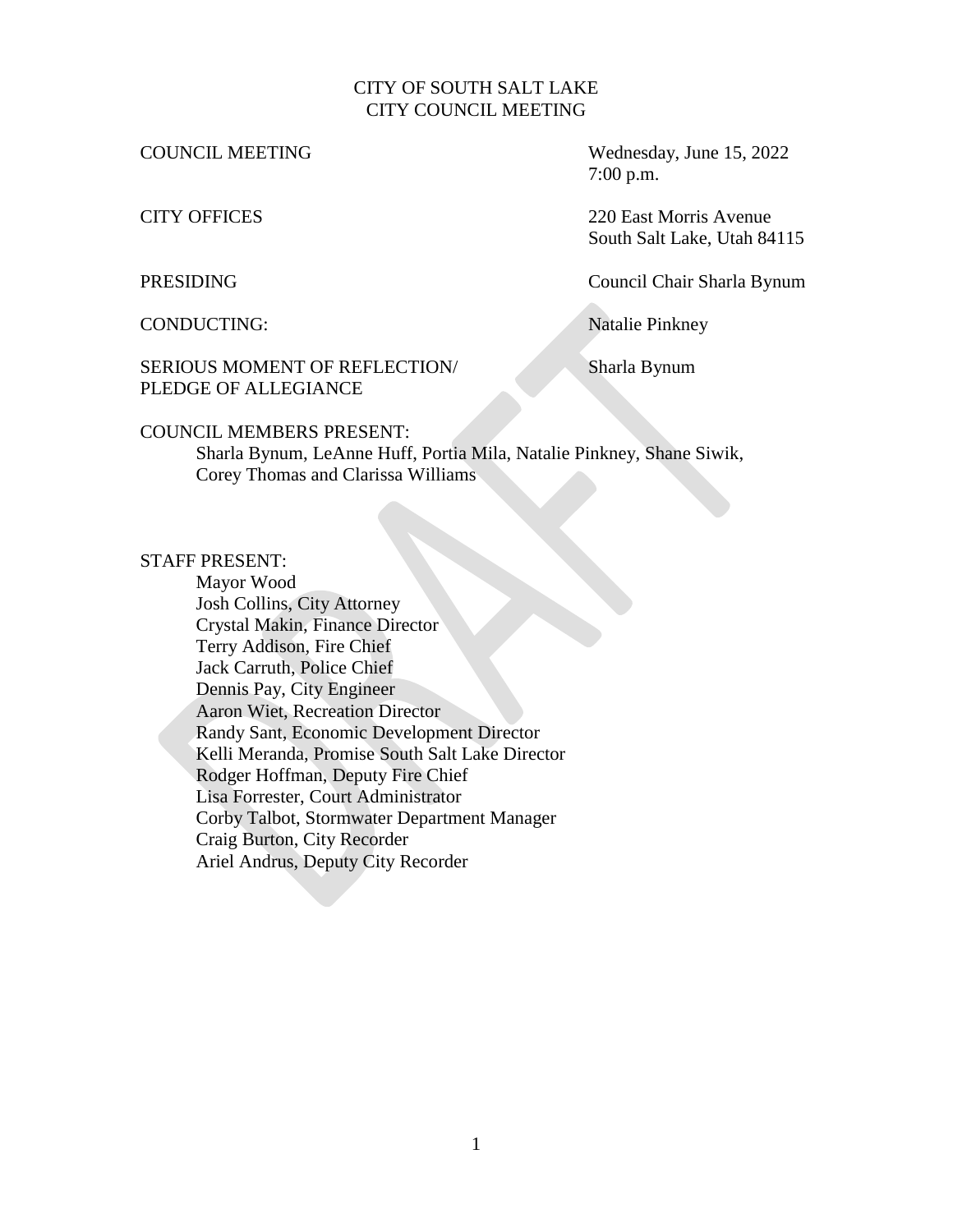CITY OF SOUTH SALT LAKE
CITY COUNCIL MEETING

COUNCIL MEETING — Wednesday, June 15, 2022, 7:00 p.m.

CITY OFFICES — 220 East Morris Avenue, South Salt Lake, Utah 84115

PRESIDING — Council Chair Sharla Bynum

CONDUCTING: — Natalie Pinkney

SERIOUS MOMENT OF REFLECTION/ PLEDGE OF ALLEGIANCE — Sharla Bynum

COUNCIL MEMBERS PRESENT:

Sharla Bynum, LeAnne Huff, Portia Mila, Natalie Pinkney, Shane Siwik, Corey Thomas and Clarissa Williams

STAFF PRESENT:

Mayor Wood
Josh Collins, City Attorney
Crystal Makin, Finance Director
Terry Addison, Fire Chief
Jack Carruth, Police Chief
Dennis Pay, City Engineer
Aaron Wiet, Recreation Director
Randy Sant, Economic Development Director
Kelli Meranda, Promise South Salt Lake Director
Rodger Hoffman, Deputy Fire Chief
Lisa Forrester, Court Administrator
Corby Talbot, Stormwater Department Manager
Craig Burton, City Recorder
Ariel Andrus, Deputy City Recorder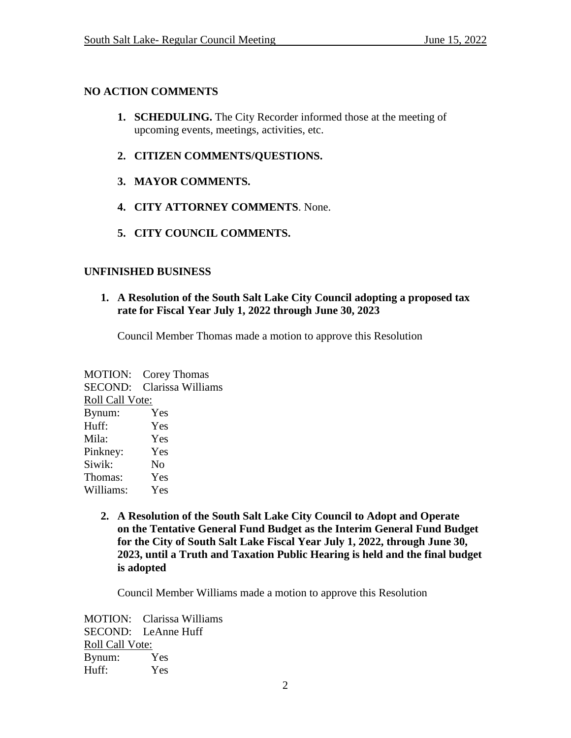## NO ACTION COMMENTS

1. **SCHEDULING.** The City Recorder informed those at the meeting of upcoming events, meetings, activities, etc.

2. **CITIZEN COMMENTS/QUESTIONS.**

3. **MAYOR COMMENTS.**

4. **CITY ATTORNEY COMMENTS**. None.

5. **CITY COUNCIL COMMENTS.**

## UNFINISHED BUSINESS

1. **A Resolution of the South Salt Lake City Council adopting a proposed tax rate for Fiscal Year July 1, 2022 through June 30, 2023**

   Council Member Thomas made a motion to approve this Resolution

MOTION: Corey Thomas
SECOND: Clarissa Williams
Roll Call Vote:
Bynum: Yes
Huff: Yes
Mila: Yes
Pinkney: Yes
Siwik: No
Thomas: Yes
Williams: Yes

2. **A Resolution of the South Salt Lake City Council to Adopt and Operate on the Tentative General Fund Budget as the Interim General Fund Budget for the City of South Salt Lake Fiscal Year July 1, 2022, through June 30, 2023, until a Truth and Taxation Public Hearing is held and the final budget is adopted**

   Council Member Williams made a motion to approve this Resolution

MOTION: Clarissa Williams
SECOND: LeAnne Huff
Roll Call Vote:
Bynum: Yes
Huff: Yes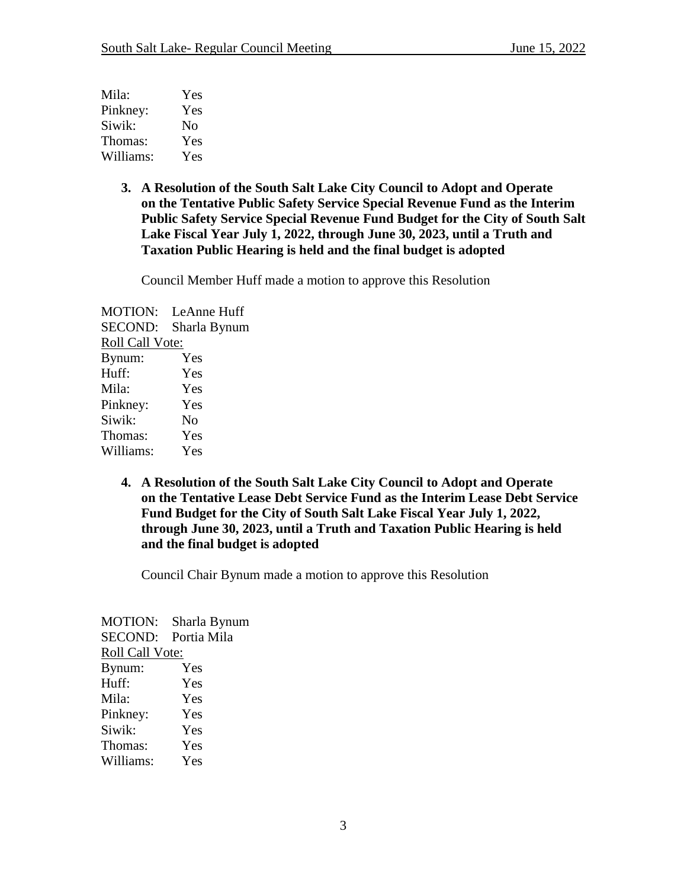Mila: Yes
Pinkney: Yes
Siwik: No
Thomas: Yes
Williams: Yes

3. **A Resolution of the South Salt Lake City Council to Adopt and Operate on the Tentative Public Safety Service Special Revenue Fund as the Interim Public Safety Service Special Revenue Fund Budget for the City of South Salt Lake Fiscal Year July 1, 2022, through June 30, 2023, until a Truth and Taxation Public Hearing is held and the final budget is adopted**

   Council Member Huff made a motion to approve this Resolution

MOTION: LeAnne Huff
SECOND: Sharla Bynum
Roll Call Vote:
Bynum: Yes
Huff: Yes
Mila: Yes
Pinkney: Yes
Siwik: No
Thomas: Yes
Williams: Yes

4. **A Resolution of the South Salt Lake City Council to Adopt and Operate on the Tentative Lease Debt Service Fund as the Interim Lease Debt Service Fund Budget for the City of South Salt Lake Fiscal Year July 1, 2022, through June 30, 2023, until a Truth and Taxation Public Hearing is held and the final budget is adopted**

   Council Chair Bynum made a motion to approve this Resolution

MOTION: Sharla Bynum
SECOND: Portia Mila
Roll Call Vote:
Bynum: Yes
Huff: Yes
Mila: Yes
Pinkney: Yes
Siwik: Yes
Thomas: Yes
Williams: Yes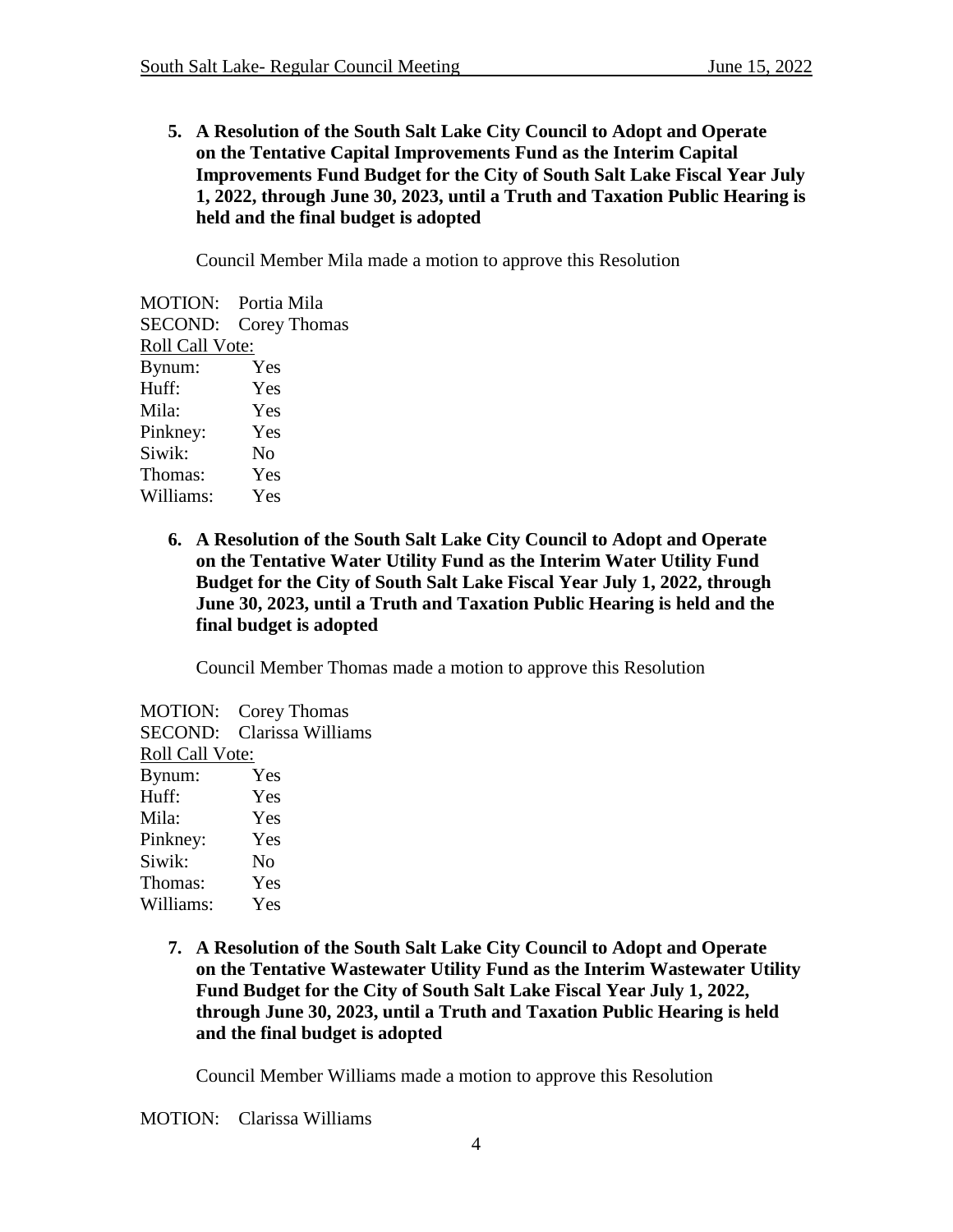**5. A Resolution of the South Salt Lake City Council to Adopt and Operate on the Tentative Capital Improvements Fund as the Interim Capital Improvements Fund Budget for the City of South Salt Lake Fiscal Year July 1, 2022, through June 30, 2023, until a Truth and Taxation Public Hearing is held and the final budget is adopted**

Council Member Mila made a motion to approve this Resolution

MOTION: Portia Mila
SECOND: Corey Thomas
Roll Call Vote:
Bynum: Yes
Huff: Yes
Mila: Yes
Pinkney: Yes
Siwik: No
Thomas: Yes
Williams: Yes

**6. A Resolution of the South Salt Lake City Council to Adopt and Operate on the Tentative Water Utility Fund as the Interim Water Utility Fund Budget for the City of South Salt Lake Fiscal Year July 1, 2022, through June 30, 2023, until a Truth and Taxation Public Hearing is held and the final budget is adopted**

Council Member Thomas made a motion to approve this Resolution

MOTION: Corey Thomas
SECOND: Clarissa Williams
Roll Call Vote:
Bynum: Yes
Huff: Yes
Mila: Yes
Pinkney: Yes
Siwik: No
Thomas: Yes
Williams: Yes

**7. A Resolution of the South Salt Lake City Council to Adopt and Operate on the Tentative Wastewater Utility Fund as the Interim Wastewater Utility Fund Budget for the City of South Salt Lake Fiscal Year July 1, 2022, through June 30, 2023, until a Truth and Taxation Public Hearing is held and the final budget is adopted**

Council Member Williams made a motion to approve this Resolution

MOTION: Clarissa Williams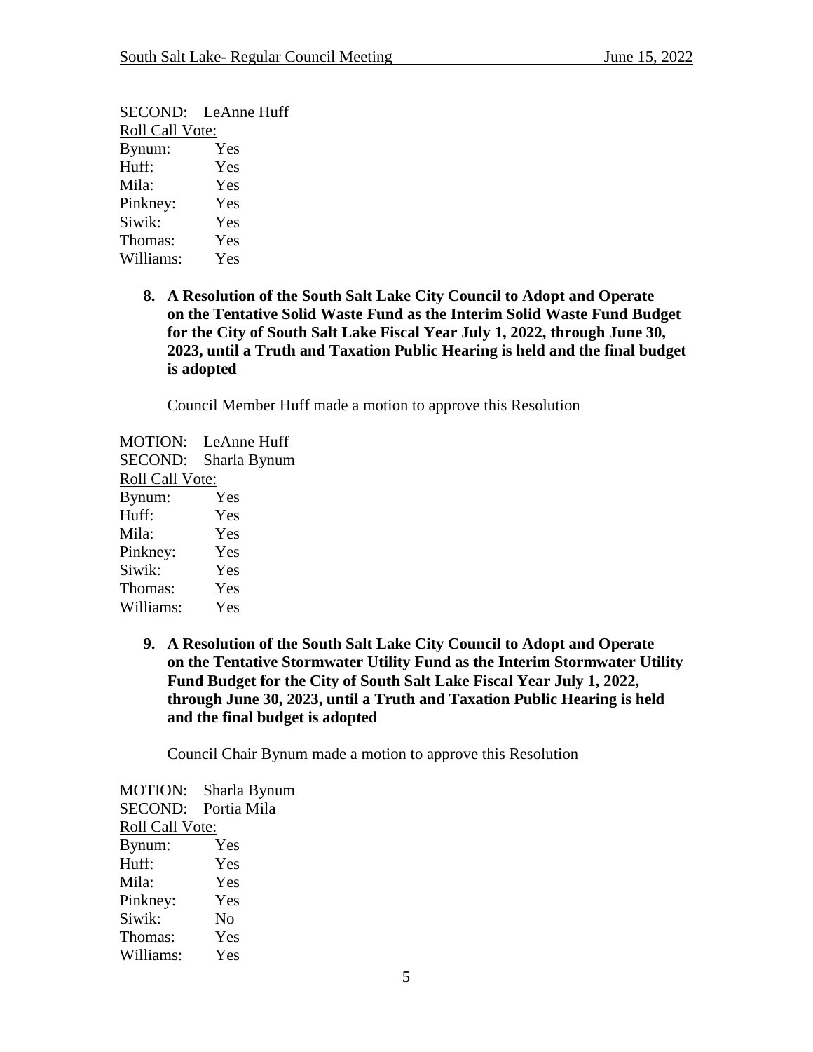SECOND: LeAnne Huff
Roll Call Vote:
Bynum: Yes
Huff: Yes
Mila: Yes
Pinkney: Yes
Siwik: Yes
Thomas: Yes
Williams: Yes

**8. A Resolution of the South Salt Lake City Council to Adopt and Operate on the Tentative Solid Waste Fund as the Interim Solid Waste Fund Budget for the City of South Salt Lake Fiscal Year July 1, 2022, through June 30, 2023, until a Truth and Taxation Public Hearing is held and the final budget is adopted**

Council Member Huff made a motion to approve this Resolution

MOTION: LeAnne Huff
SECOND: Sharla Bynum
Roll Call Vote:
Bynum: Yes
Huff: Yes
Mila: Yes
Pinkney: Yes
Siwik: Yes
Thomas: Yes
Williams: Yes

**9. A Resolution of the South Salt Lake City Council to Adopt and Operate on the Tentative Stormwater Utility Fund as the Interim Stormwater Utility Fund Budget for the City of South Salt Lake Fiscal Year July 1, 2022, through June 30, 2023, until a Truth and Taxation Public Hearing is held and the final budget is adopted**

Council Chair Bynum made a motion to approve this Resolution

MOTION: Sharla Bynum
SECOND: Portia Mila
Roll Call Vote:
Bynum: Yes
Huff: Yes
Mila: Yes
Pinkney: Yes
Siwik: No
Thomas: Yes
Williams: Yes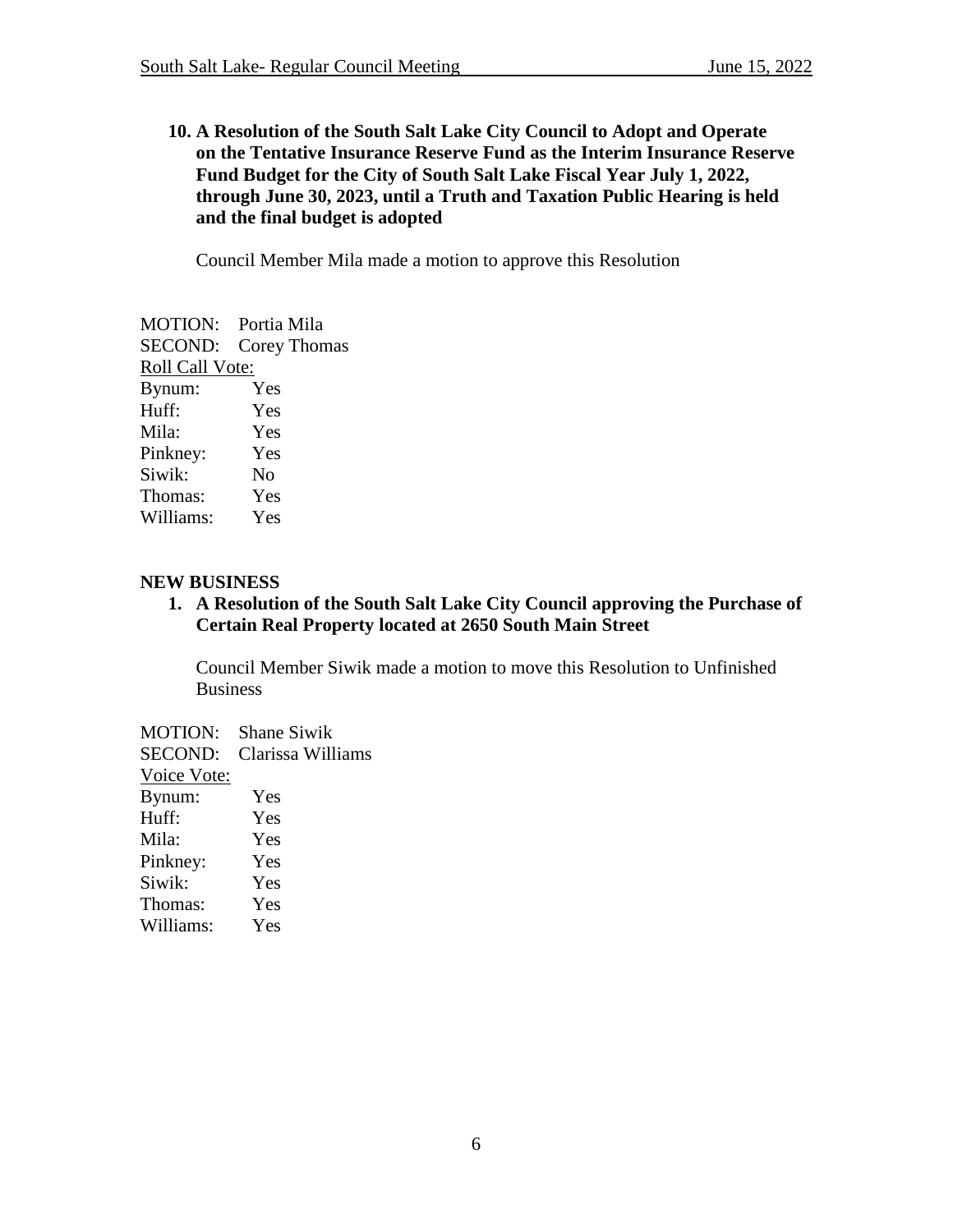**10. A Resolution of the South Salt Lake City Council to Adopt and Operate on the Tentative Insurance Reserve Fund as the Interim Insurance Reserve Fund Budget for the City of South Salt Lake Fiscal Year July 1, 2022, through June 30, 2023, until a Truth and Taxation Public Hearing is held and the final budget is adopted**

Council Member Mila made a motion to approve this Resolution

MOTION: Portia Mila
SECOND: Corey Thomas
Roll Call Vote:
Bynum: Yes
Huff: Yes
Mila: Yes
Pinkney: Yes
Siwik: No
Thomas: Yes
Williams: Yes

## NEW BUSINESS

**1. A Resolution of the South Salt Lake City Council approving the Purchase of Certain Real Property located at 2650 South Main Street**

Council Member Siwik made a motion to move this Resolution to Unfinished Business

MOTION: Shane Siwik
SECOND: Clarissa Williams
Voice Vote:
Bynum: Yes
Huff: Yes
Mila: Yes
Pinkney: Yes
Siwik: Yes
Thomas: Yes
Williams: Yes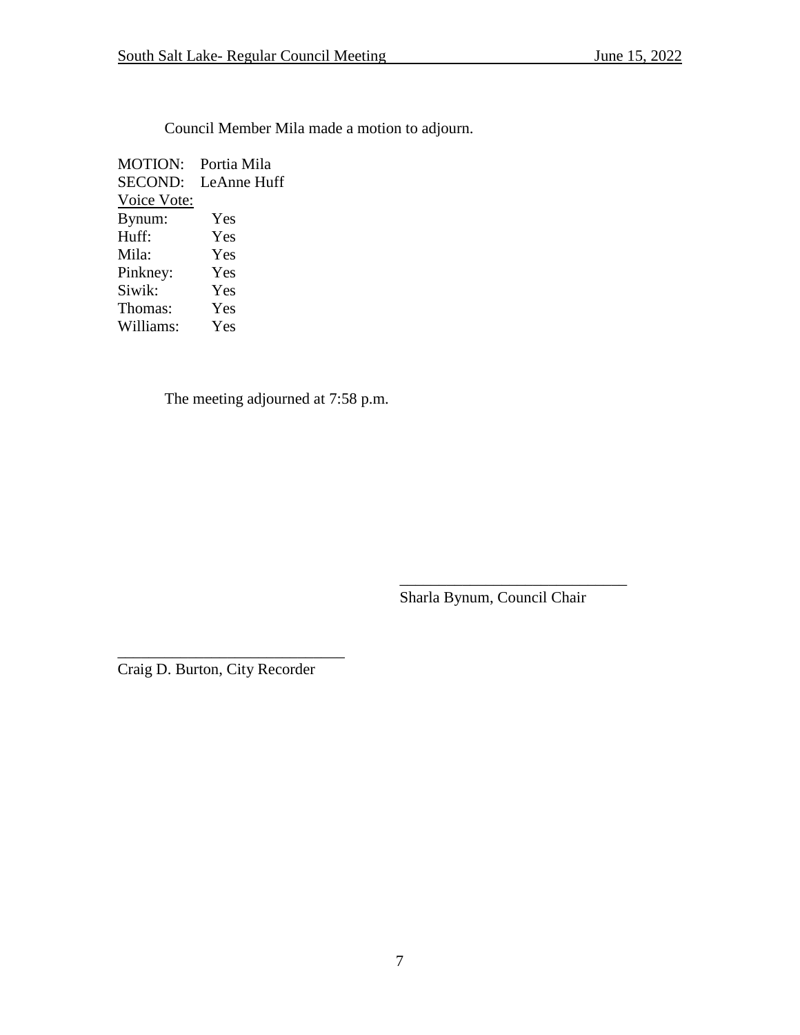Council Member Mila made a motion to adjourn.

MOTION: Portia Mila
SECOND: LeAnne Huff

Voice Vote:

| | |
|---|---|
| Bynum: | Yes |
| Huff: | Yes |
| Mila: | Yes |
| Pinkney: | Yes |
| Siwik: | Yes |
| Thomas: | Yes |
| Williams: | Yes |

The meeting adjourned at 7:58 p.m.

_____________________________
Sharla Bynum, Council Chair

_____________________________
Craig D. Burton, City Recorder